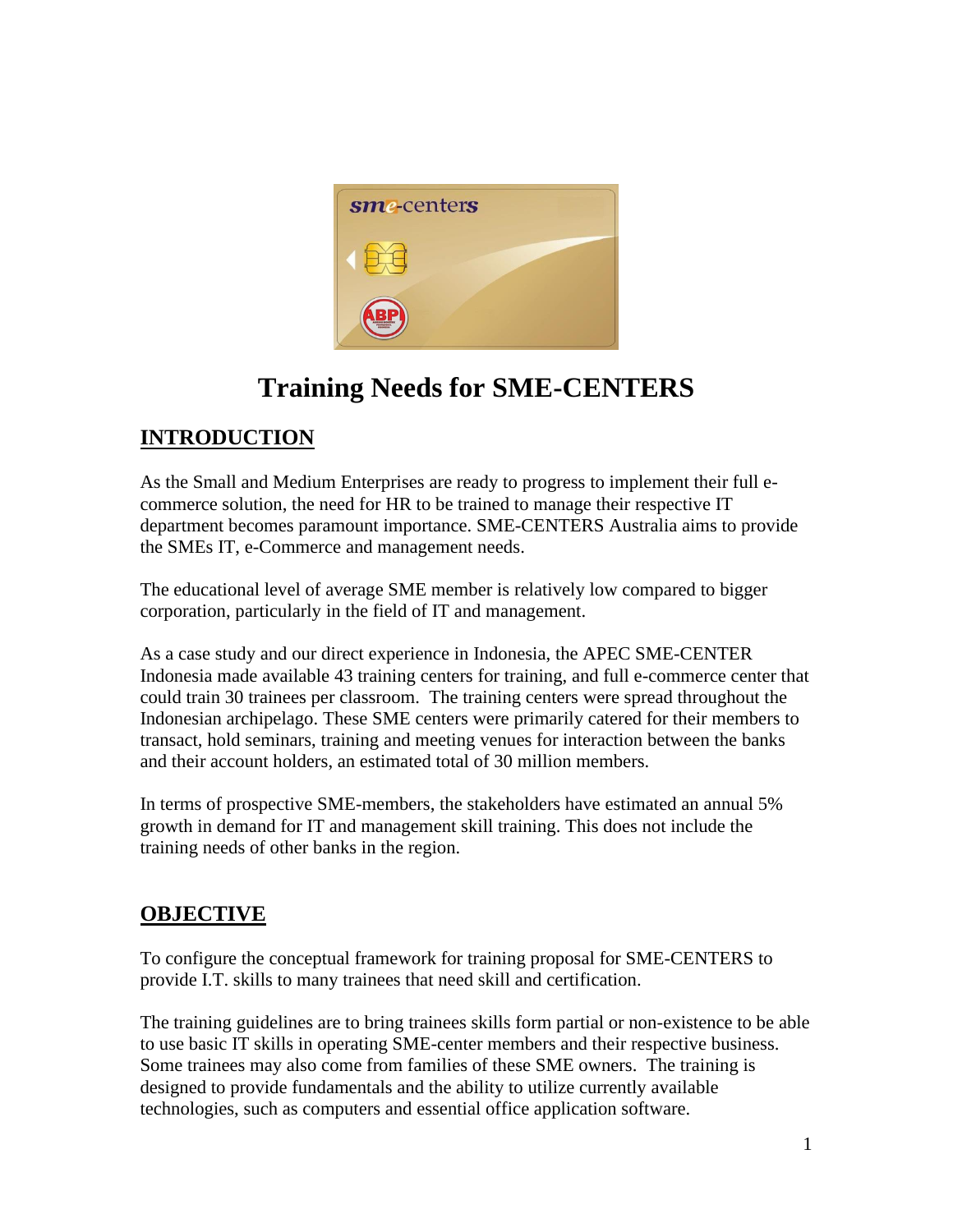# Training Needs for SME-CENTERS

## INTRODUCTION

As the Small and Medium Enterprises are ready to progress to implement their full e-commerce solution, the need for HR to be trained to manage their respective IT department becomes paramount importance. SME-CENTERS Australia aims to provide the SMEs IT, e-Commerce and management needs.

The educational level of average SME member is relatively low compared to bigger corporation, particularly in the field of IT and management.

As a case study and our direct experience in Indonesia, the APEC SME-CENTER Indonesia made available 43 training centers for training, and full e-commerce center that could train 30 trainees per classroom. The training centers were spread throughout the Indonesian archipelago. These SME centers were primarily catered for their members to transact, hold seminars, training and meeting venues for interaction between the banks and their account holders, an estimated total of 30 million members.

In terms of prospective SME-members, the stakeholders have estimated an annual 5% growth in demand for IT and management skill training. This does not include the training needs of other banks in the region.

## OBJECTIVE

To configure the conceptual framework for training proposal for SME-CENTERS to provide I.T. skills to many trainees that need skill and certification.

The training guidelines are to bring trainees skills form partial or non-existence to be able to use basic IT skills in operating SME-center members and their respective business. Some trainees may also come from families of these SME owners. The training is designed to provide fundamentals and the ability to utilize currently available technologies, such as computers and essential office application software.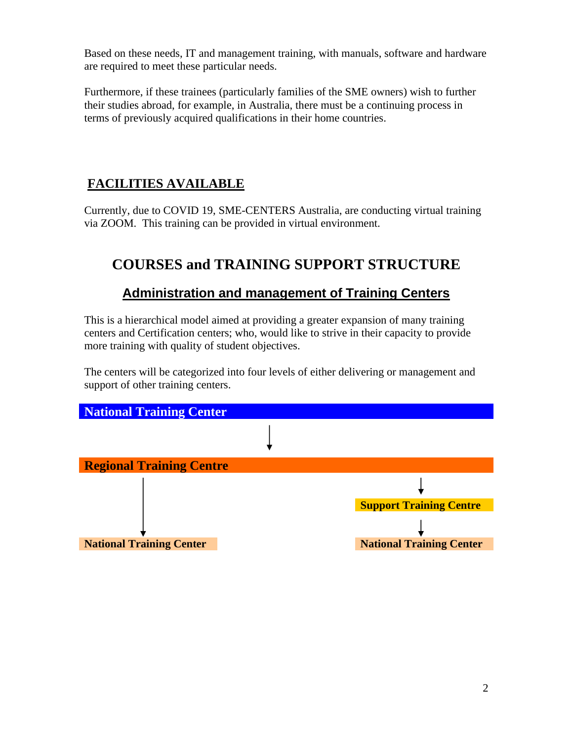Based on these needs, IT and management training, with manuals, software and hardware are required to meet these particular needs.

Furthermore, if these trainees (particularly families of the SME owners) wish to further their studies abroad, for example, in Australia, there must be a continuing process in terms of previously acquired qualifications in their home countries.

## FACILITIES AVAILABLE

Currently, due to COVID 19, SME-CENTERS Australia, are conducting virtual training via ZOOM. This training can be provided in virtual environment.

# COURSES and TRAINING SUPPORT STRUCTURE

## Administration and management of Training Centers

This is a hierarchical model aimed at providing a greater expansion of many training centers and Certification centers; who, would like to strive in their capacity to provide more training with quality of student objectives.

The centers will be categorized into four levels of either delivering or management and support of other training centers.

**National Training Center**

**Regional Training Centre**

**Support Training Centre**

**National Training Center**

**National Training Center**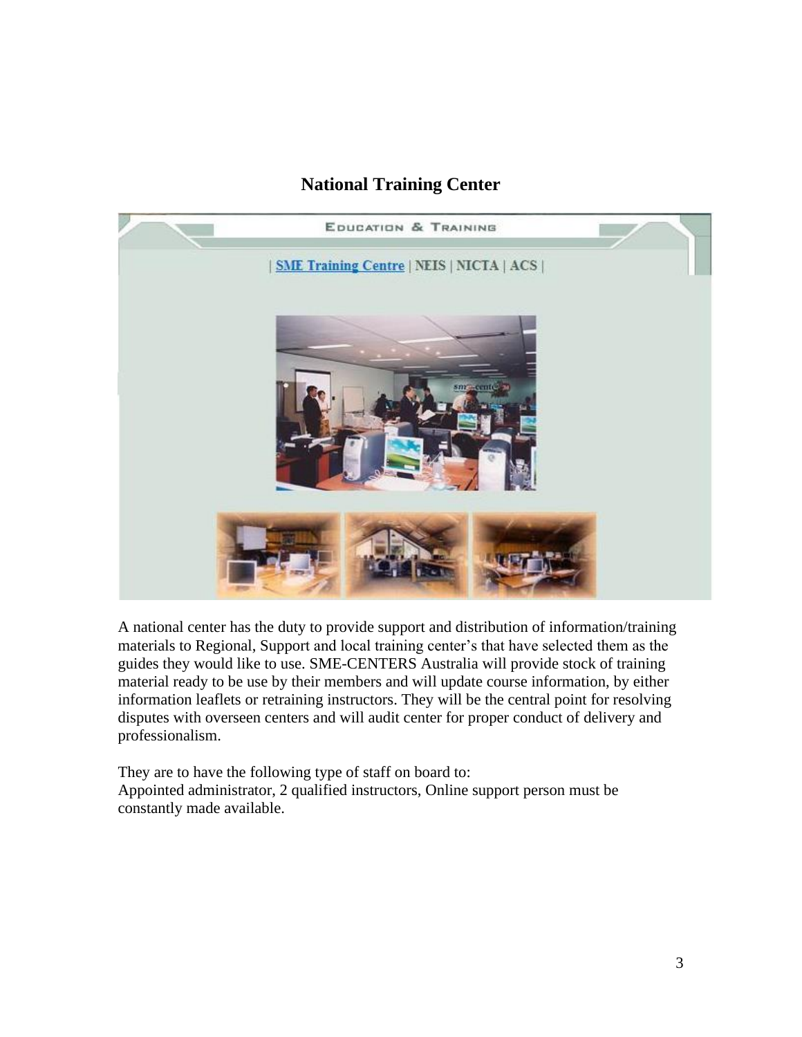## National Training Center

A national center has the duty to provide support and distribution of information/training materials to Regional, Support and local training center's that have selected them as the guides they would like to use. SME-CENTERS Australia will provide stock of training material ready to be use by their members and will update course information, by either information leaflets or retraining instructors. They will be the central point for resolving disputes with overseen centers and will audit center for proper conduct of delivery and professionalism.

They are to have the following type of staff on board to:
Appointed administrator, 2 qualified instructors, Online support person must be constantly made available.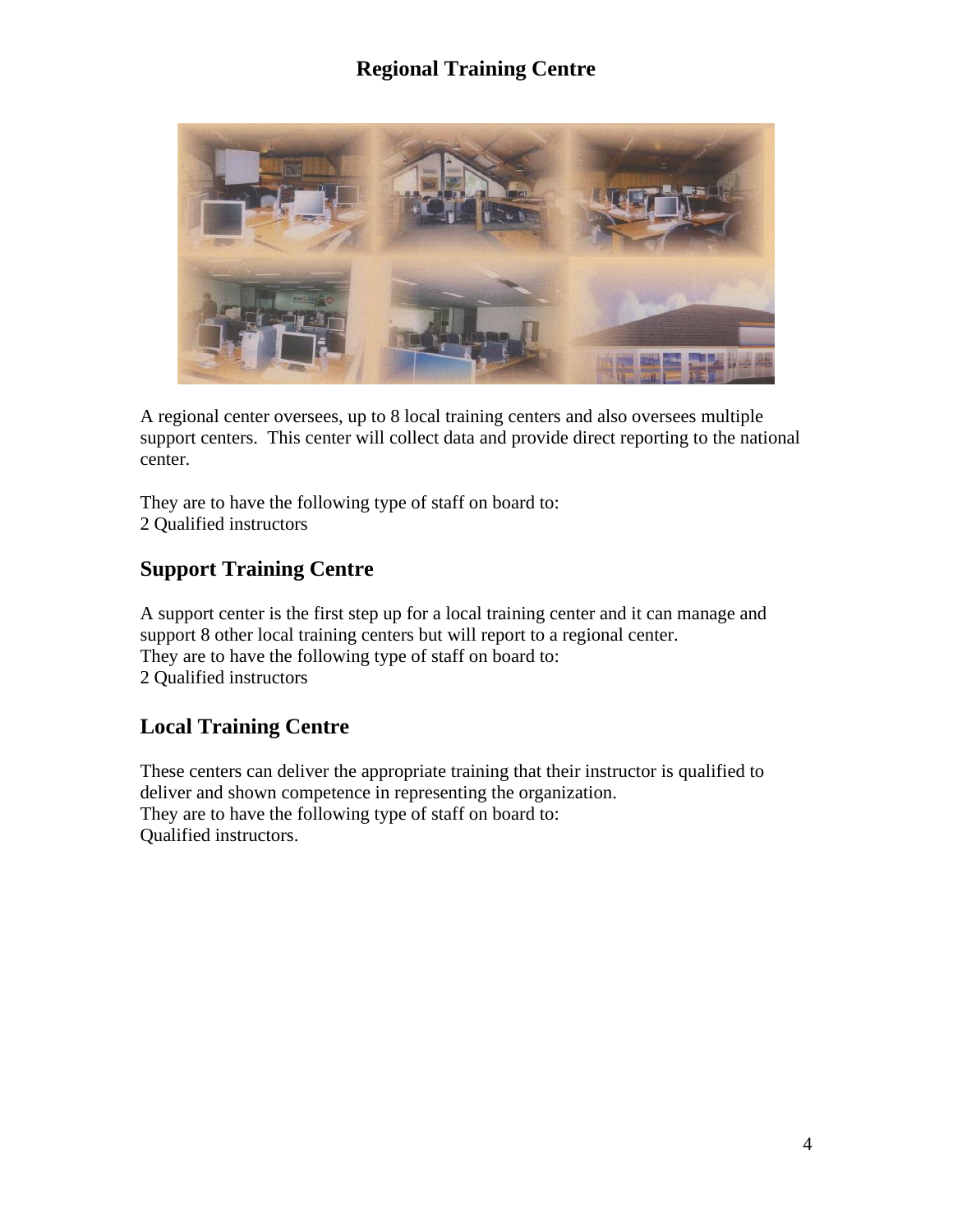## Regional Training Centre

A regional center oversees, up to 8 local training centers and also oversees multiple support centers. This center will collect data and provide direct reporting to the national center.

They are to have the following type of staff on board to:
2 Qualified instructors

## Support Training Centre

A support center is the first step up for a local training center and it can manage and support 8 other local training centers but will report to a regional center.
They are to have the following type of staff on board to:
2 Qualified instructors

## Local Training Centre

These centers can deliver the appropriate training that their instructor is qualified to deliver and shown competence in representing the organization.
They are to have the following type of staff on board to:
Qualified instructors.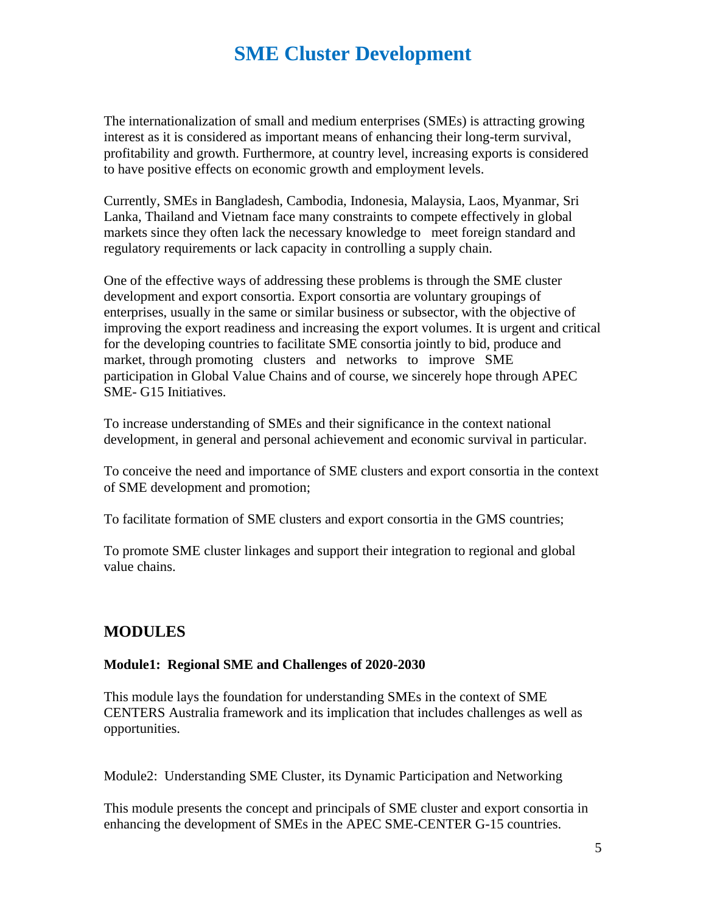# SME Cluster Development

The internationalization of small and medium enterprises (SMEs) is attracting growing interest as it is considered as important means of enhancing their long-term survival, profitability and growth. Furthermore, at country level, increasing exports is considered to have positive effects on economic growth and employment levels.

Currently, SMEs in Bangladesh, Cambodia, Indonesia, Malaysia, Laos, Myanmar, Sri Lanka, Thailand and Vietnam face many constraints to compete effectively in global markets since they often lack the necessary knowledge to meet foreign standard and regulatory requirements or lack capacity in controlling a supply chain.

One of the effective ways of addressing these problems is through the SME cluster development and export consortia. Export consortia are voluntary groupings of enterprises, usually in the same or similar business or subsector, with the objective of improving the export readiness and increasing the export volumes. It is urgent and critical for the developing countries to facilitate SME consortia jointly to bid, produce and market, through promoting clusters and networks to improve SME participation in Global Value Chains and of course, we sincerely hope through APEC SME- G15 Initiatives.

To increase understanding of SMEs and their significance in the context national development, in general and personal achievement and economic survival in particular.

To conceive the need and importance of SME clusters and export consortia in the context of SME development and promotion;

To facilitate formation of SME clusters and export consortia in the GMS countries;

To promote SME cluster linkages and support their integration to regional and global value chains.

## MODULES

**Module1: Regional SME and Challenges of 2020-2030**

This module lays the foundation for understanding SMEs in the context of SME CENTERS Australia framework and its implication that includes challenges as well as opportunities.

Module2: Understanding SME Cluster, its Dynamic Participation and Networking

This module presents the concept and principals of SME cluster and export consortia in enhancing the development of SMEs in the APEC SME-CENTER G-15 countries.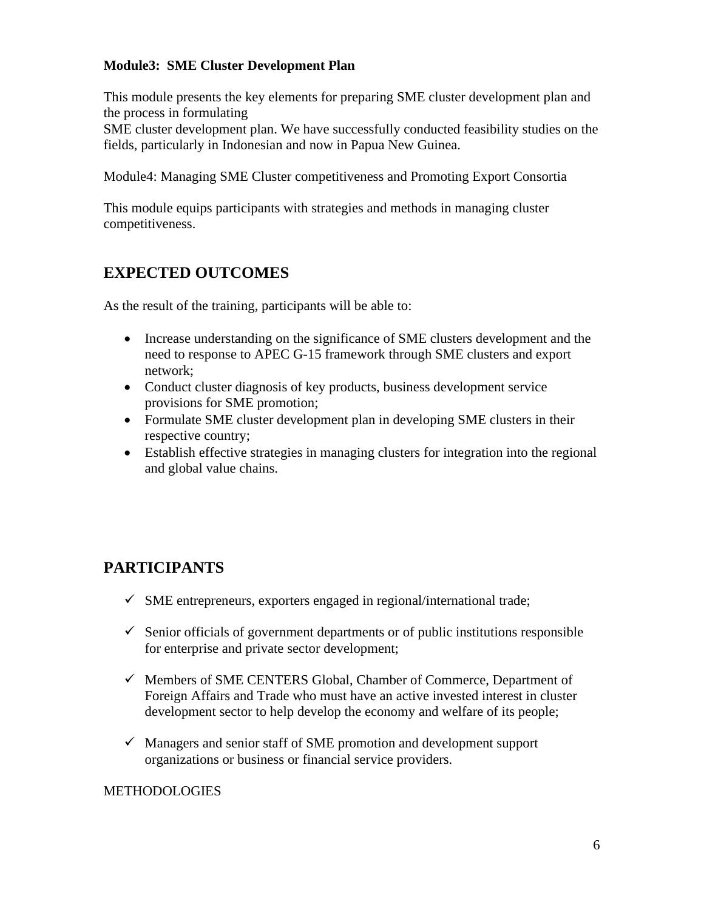**Module3: SME Cluster Development Plan**

This module presents the key elements for preparing SME cluster development plan and the process in formulating
SME cluster development plan. We have successfully conducted feasibility studies on the fields, particularly in Indonesian and now in Papua New Guinea.

Module4: Managing SME Cluster competitiveness and Promoting Export Consortia

This module equips participants with strategies and methods in managing cluster competitiveness.

## EXPECTED OUTCOMES

As the result of the training, participants will be able to:

- Increase understanding on the significance of SME clusters development and the need to response to APEC G-15 framework through SME clusters and export network;
- Conduct cluster diagnosis of key products, business development service provisions for SME promotion;
- Formulate SME cluster development plan in developing SME clusters in their respective country;
- Establish effective strategies in managing clusters for integration into the regional and global value chains.

## PARTICIPANTS

- ✓ SME entrepreneurs, exporters engaged in regional/international trade;
- ✓ Senior officials of government departments or of public institutions responsible for enterprise and private sector development;
- ✓ Members of SME CENTERS Global, Chamber of Commerce, Department of Foreign Affairs and Trade who must have an active invested interest in cluster development sector to help develop the economy and welfare of its people;
- ✓ Managers and senior staff of SME promotion and development support organizations or business or financial service providers.

METHODOLOGIES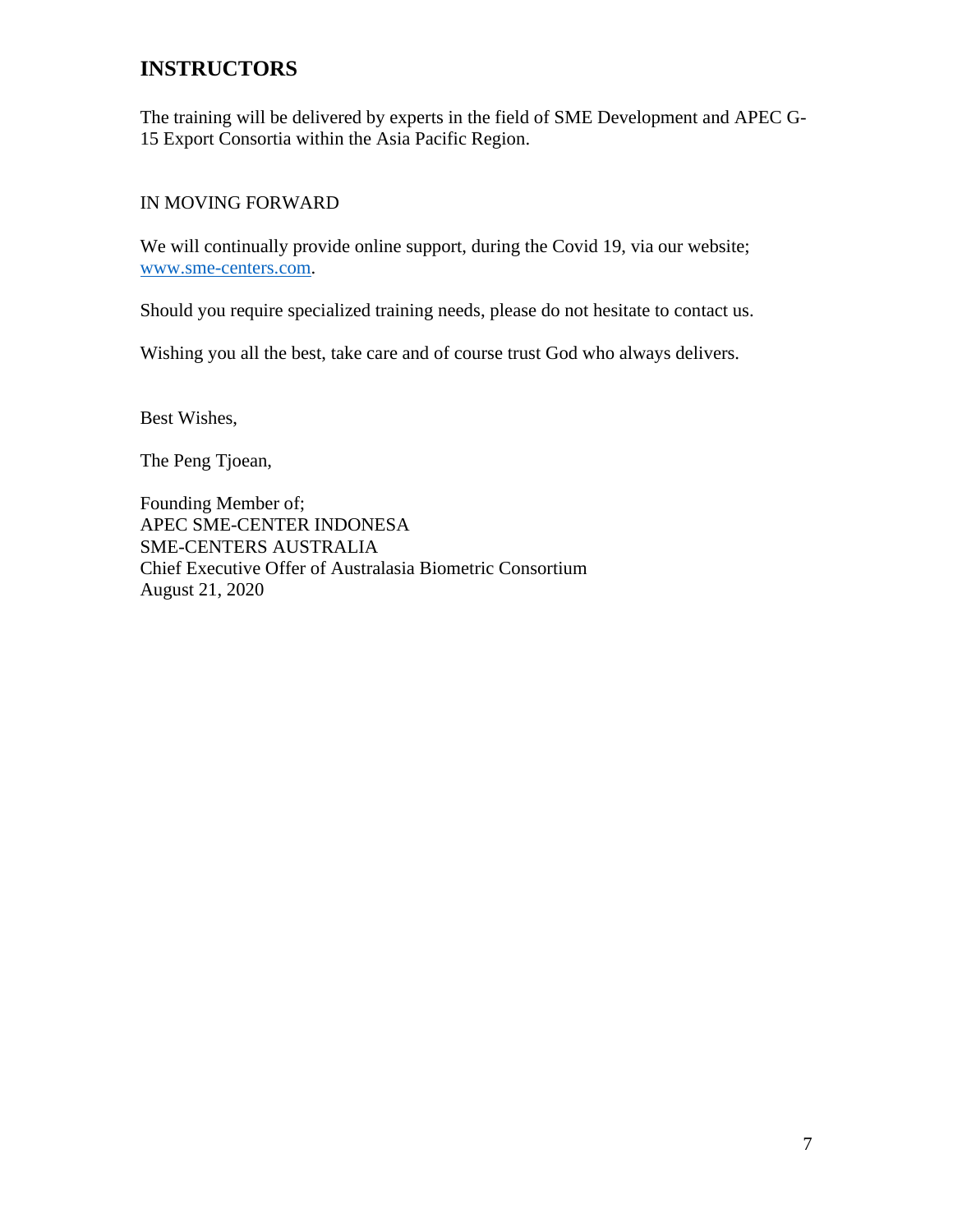## INSTRUCTORS

The training will be delivered by experts in the field of SME Development and APEC G-15 Export Consortia within the Asia Pacific Region.

IN MOVING FORWARD

We will continually provide online support, during the Covid 19, via our website; www.sme-centers.com.

Should you require specialized training needs, please do not hesitate to contact us.

Wishing you all the best, take care and of course trust God who always delivers.

Best Wishes,

The Peng Tjoean,

Founding Member of;
APEC SME-CENTER INDONESA
SME-CENTERS AUSTRALIA
Chief Executive Offer of Australasia Biometric Consortium
August 21, 2020